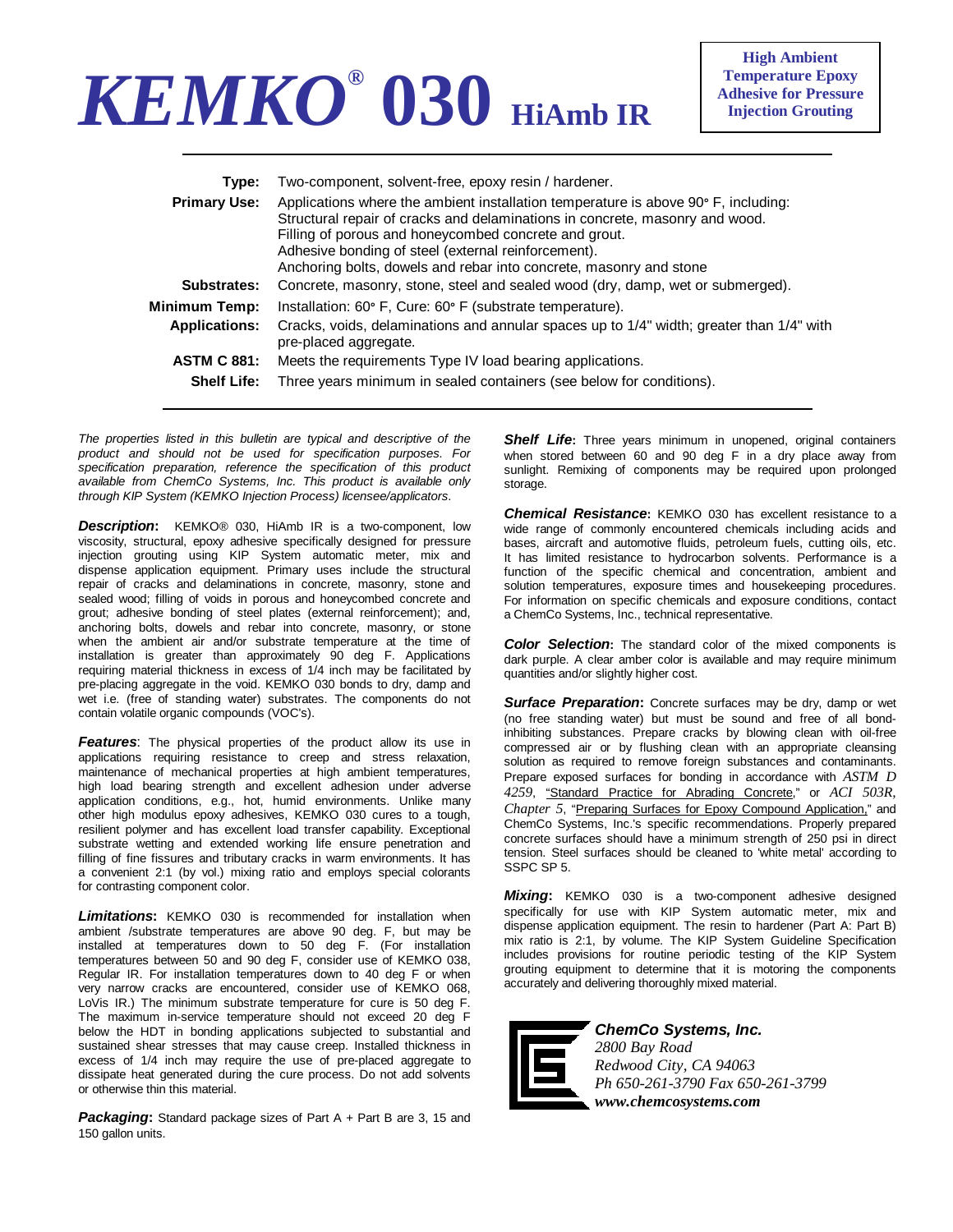# *KEMKO®* 030 HiAmb IR

**High Ambient Temperature Epoxy Adhesive for Pressure Injection Grouting**

| | |
|---|---|
| **Type:** | Two-component, solvent-free, epoxy resin / hardener. |
| **Primary Use:** | Applications where the ambient installation temperature is above 90° F, including: Structural repair of cracks and delaminations in concrete, masonry and wood. Filling of porous and honeycombed concrete and grout. Adhesive bonding of steel (external reinforcement). Anchoring bolts, dowels and rebar into concrete, masonry and stone |
| **Substrates:** | Concrete, masonry, stone, steel and sealed wood (dry, damp, wet or submerged). |
| **Minimum Temp:** | Installation: 60° F, Cure: 60° F (substrate temperature). |
| **Applications:** | Cracks, voids, delaminations and annular spaces up to 1/4" width; greater than 1/4" with pre-placed aggregate. |
| **ASTM C 881:** | Meets the requirements Type IV load bearing applications. |
| **Shelf Life:** | Three years minimum in sealed containers (see below for conditions). |

*The properties listed in this bulletin are typical and descriptive of the product and should not be used for specification purposes. For specification preparation, reference the specification of this product available from ChemCo Systems, Inc. This product is available only through KIP System (KEMKO Injection Process) licensee/applicators.*

***Description*:** KEMKO® 030, HiAmb IR is a two-component, low viscosity, structural, epoxy adhesive specifically designed for pressure injection grouting using KIP System automatic meter, mix and dispense application equipment. Primary uses include the structural repair of cracks and delaminations in concrete, masonry, stone and sealed wood; filling of voids in porous and honeycombed concrete and grout; adhesive bonding of steel plates (external reinforcement); and, anchoring bolts, dowels and rebar into concrete, masonry, or stone when the ambient air and/or substrate temperature at the time of installation is greater than approximately 90 deg F. Applications requiring material thickness in excess of 1/4 inch may be facilitated by pre-placing aggregate in the void. KEMKO 030 bonds to dry, damp and wet i.e. (free of standing water) substrates. The components do not contain volatile organic compounds (VOC's).

***Features***: The physical properties of the product allow its use in applications requiring resistance to creep and stress relaxation, maintenance of mechanical properties at high ambient temperatures, high load bearing strength and excellent adhesion under adverse application conditions, e.g., hot, humid environments. Unlike many other high modulus epoxy adhesives, KEMKO 030 cures to a tough, resilient polymer and has excellent load transfer capability. Exceptional substrate wetting and extended working life ensure penetration and filling of fine fissures and tributary cracks in warm environments. It has a convenient 2:1 (by vol.) mixing ratio and employs special colorants for contrasting component color.

***Limitations*:** KEMKO 030 is recommended for installation when ambient /substrate temperatures are above 90 deg. F, but may be installed at temperatures down to 50 deg F. (For installation temperatures between 50 and 90 deg F, consider use of KEMKO 038, Regular IR. For installation temperatures down to 40 deg F or when very narrow cracks are encountered, consider use of KEMKO 068, LoVis IR.) The minimum substrate temperature for cure is 50 deg F. The maximum in-service temperature should not exceed 20 deg F below the HDT in bonding applications subjected to substantial and sustained shear stresses that may cause creep. Installed thickness in excess of 1/4 inch may require the use of pre-placed aggregate to dissipate heat generated during the cure process. Do not add solvents or otherwise thin this material.

***Packaging*:** Standard package sizes of Part A + Part B are 3, 15 and 150 gallon units.

***Shelf Life*:** Three years minimum in unopened, original containers when stored between 60 and 90 deg F in a dry place away from sunlight. Remixing of components may be required upon prolonged storage.

***Chemical Resistance*:** KEMKO 030 has excellent resistance to a wide range of commonly encountered chemicals including acids and bases, aircraft and automotive fluids, petroleum fuels, cutting oils, etc. It has limited resistance to hydrocarbon solvents. Performance is a function of the specific chemical and concentration, ambient and solution temperatures, exposure times and housekeeping procedures. For information on specific chemicals and exposure conditions, contact a ChemCo Systems, Inc., technical representative.

***Color Selection*:** The standard color of the mixed components is dark purple. A clear amber color is available and may require minimum quantities and/or slightly higher cost.

***Surface Preparation*:** Concrete surfaces may be dry, damp or wet (no free standing water) but must be sound and free of all bond-inhibiting substances. Prepare cracks by blowing clean with oil-free compressed air or by flushing clean with an appropriate cleansing solution as required to remove foreign substances and contaminants. Prepare exposed surfaces for bonding in accordance with *ASTM D 4259*, "Standard Practice for Abrading Concrete," or *ACI 503R, Chapter 5*, "Preparing Surfaces for Epoxy Compound Application," and ChemCo Systems, Inc.'s specific recommendations. Properly prepared concrete surfaces should have a minimum strength of 250 psi in direct tension. Steel surfaces should be cleaned to 'white metal' according to SSPC SP 5.

***Mixing*:** KEMKO 030 is a two-component adhesive designed specifically for use with KIP System automatic meter, mix and dispense application equipment. The resin to hardener (Part A: Part B) mix ratio is 2:1, by volume. The KIP System Guideline Specification includes provisions for routine periodic testing of the KIP System grouting equipment to determine that it is motoring the components accurately and delivering thoroughly mixed material.

***ChemCo Systems, Inc.***
*2800 Bay Road*
*Redwood City, CA 94063*
*Ph 650-261-3790 Fax 650-261-3799*
***www.chemcosystems.com***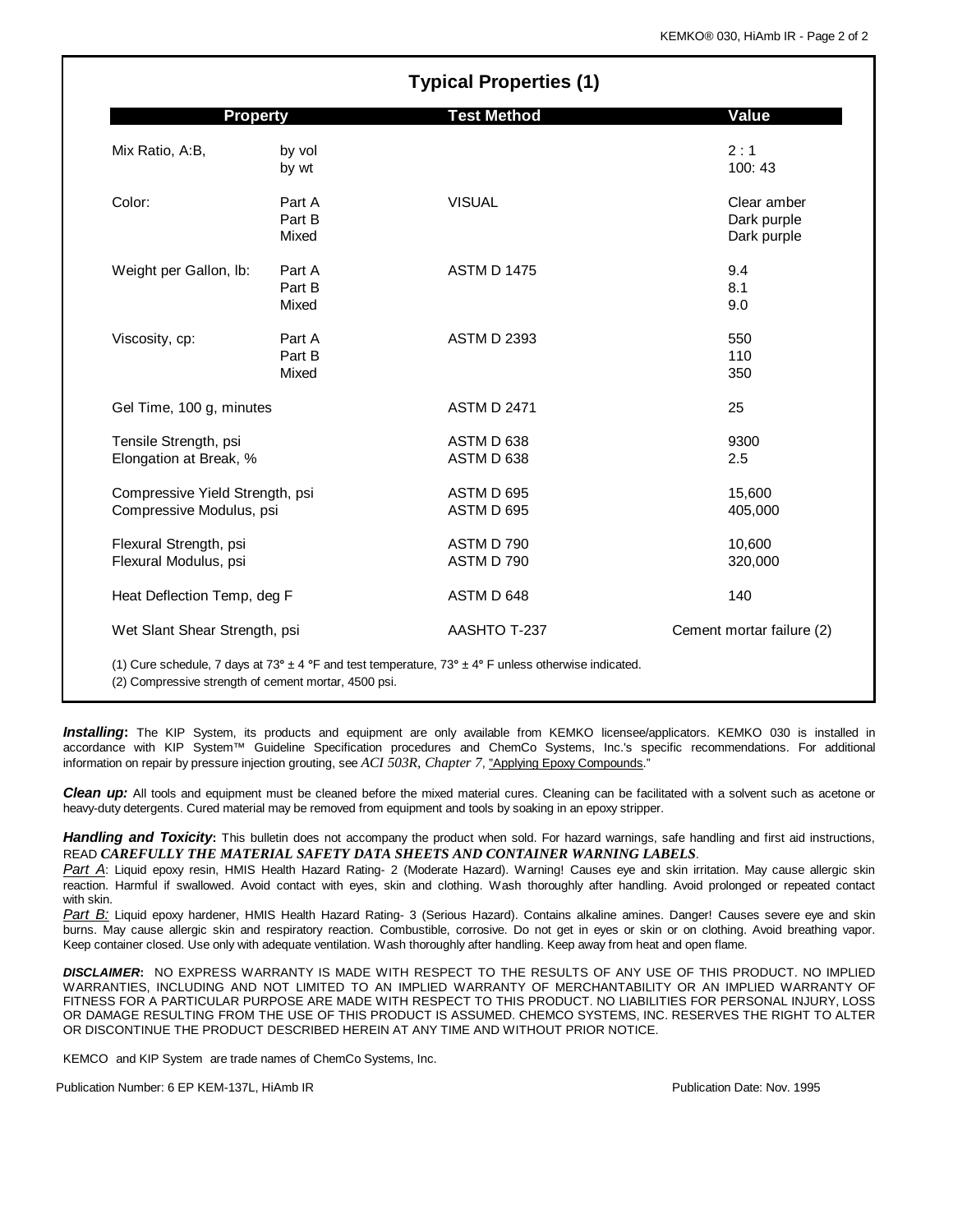## Typical Properties (1)

| Property | | Test Method | Value |
|---|---|---|---|
| Mix Ratio, A:B, | by vol | | 2 : 1 |
| | by wt | | 100: 43 |
| Color: | Part A | VISUAL | Clear amber |
| | Part B | | Dark purple |
| | Mixed | | Dark purple |
| Weight per Gallon, lb: | Part A | ASTM D 1475 | 9.4 |
| | Part B | | 8.1 |
| | Mixed | | 9.0 |
| Viscosity, cp: | Part A | ASTM D 2393 | 550 |
| | Part B | | 110 |
| | Mixed | | 350 |
| Gel Time, 100 g, minutes | | ASTM D 2471 | 25 |
| Tensile Strength, psi | | ASTM D 638 | 9300 |
| Elongation at Break, % | | ASTM D 638 | 2.5 |
| Compressive Yield Strength, psi | | ASTM D 695 | 15,600 |
| Compressive Modulus, psi | | ASTM D 695 | 405,000 |
| Flexural Strength, psi | | ASTM D 790 | 10,600 |
| Flexural Modulus, psi | | ASTM D 790 | 320,000 |
| Heat Deflection Temp, deg F | | ASTM D 648 | 140 |
| Wet Slant Shear Strength, psi | | AASHTO T-237 | Cement mortar failure (2) |

(1) Cure schedule, 7 days at 73° ± 4 °F and test temperature, 73° ± 4° F unless otherwise indicated.
(2) Compressive strength of cement mortar, 4500 psi.

***Installing*:** The KIP System, its products and equipment are only available from KEMKO licensee/applicators. KEMKO 030 is installed in accordance with KIP System™ Guideline Specification procedures and ChemCo Systems, Inc.'s specific recommendations. For additional information on repair by pressure injection grouting, see *ACI 503R, Chapter 7*, "Applying Epoxy Compounds."

***Clean up:*** All tools and equipment must be cleaned before the mixed material cures. Cleaning can be facilitated with a solvent such as acetone or heavy-duty detergents. Cured material may be removed from equipment and tools by soaking in an epoxy stripper.

***Handling and Toxicity*:** This bulletin does not accompany the product when sold. For hazard warnings, safe handling and first aid instructions, READ ***CAREFULLY THE MATERIAL SAFETY DATA SHEETS AND CONTAINER WARNING LABELS***.

*Part A*: Liquid epoxy resin, HMIS Health Hazard Rating- 2 (Moderate Hazard). Warning! Causes eye and skin irritation. May cause allergic skin reaction. Harmful if swallowed. Avoid contact with eyes, skin and clothing. Wash thoroughly after handling. Avoid prolonged or repeated contact with skin.

*Part B:* Liquid epoxy hardener, HMIS Health Hazard Rating- 3 (Serious Hazard). Contains alkaline amines. Danger! Causes severe eye and skin burns. May cause allergic skin and respiratory reaction. Combustible, corrosive. Do not get in eyes or skin or on clothing. Avoid breathing vapor. Keep container closed. Use only with adequate ventilation. Wash thoroughly after handling. Keep away from heat and open flame.

***DISCLAIMER*:** NO EXPRESS WARRANTY IS MADE WITH RESPECT TO THE RESULTS OF ANY USE OF THIS PRODUCT. NO IMPLIED WARRANTIES, INCLUDING AND NOT LIMITED TO AN IMPLIED WARRANTY OF MERCHANTABILITY OR AN IMPLIED WARRANTY OF FITNESS FOR A PARTICULAR PURPOSE ARE MADE WITH RESPECT TO THIS PRODUCT. NO LIABILITIES FOR PERSONAL INJURY, LOSS OR DAMAGE RESULTING FROM THE USE OF THIS PRODUCT IS ASSUMED. CHEMCO SYSTEMS, INC. RESERVES THE RIGHT TO ALTER OR DISCONTINUE THE PRODUCT DESCRIBED HEREIN AT ANY TIME AND WITHOUT PRIOR NOTICE.

KEMCO and KIP System are trade names of ChemCo Systems, Inc.

Publication Number: 6 EP KEM-137L, HiAmb IR

Publication Date: Nov. 1995